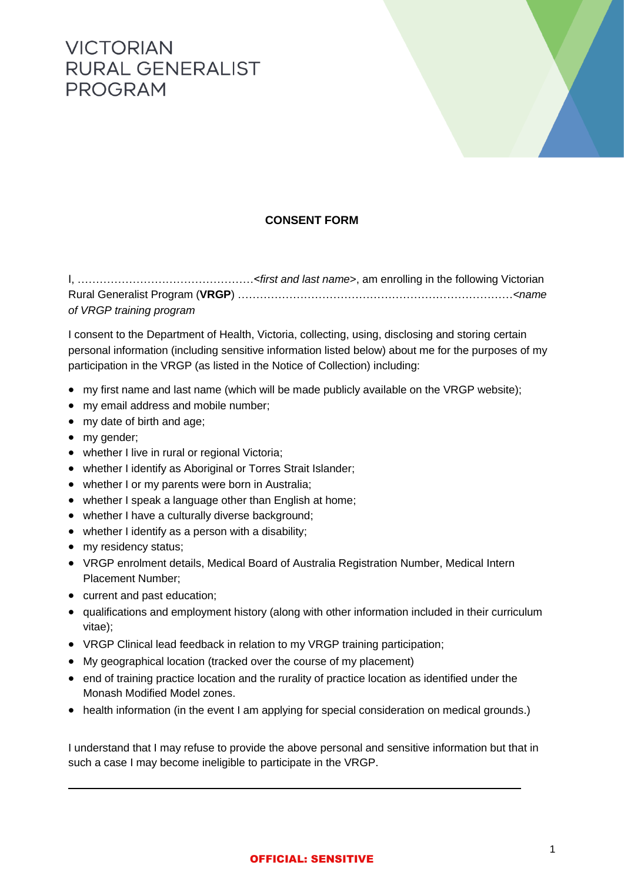# VICTORIAN RURAL GENERALIST PROGRAM

## CONSENT FORM

I, …………………………………………<*first and last name*>, am enrolling in the following Victorian Rural Generalist Program (**VRGP**) ………………………………………………………………<*name of VRGP training program*

I consent to the Department of Health, Victoria, collecting, using, disclosing and storing certain personal information (including sensitive information listed below) about me for the purposes of my participation in the VRGP (as listed in the Notice of Collection) including:

- my first name and last name (which will be made publicly available on the VRGP website);
- my email address and mobile number;
- my date of birth and age;
- my gender;
- whether I live in rural or regional Victoria;
- whether I identify as Aboriginal or Torres Strait Islander;
- whether I or my parents were born in Australia;
- whether I speak a language other than English at home;
- whether I have a culturally diverse background;
- whether I identify as a person with a disability;
- my residency status;
- VRGP enrolment details, Medical Board of Australia Registration Number, Medical Intern Placement Number;
- current and past education;
- qualifications and employment history (along with other information included in their curriculum vitae);
- VRGP Clinical lead feedback in relation to my VRGP training participation;
- My geographical location (tracked over the course of my placement)
- end of training practice location and the rurality of practice location as identified under the Monash Modified Model zones.
- health information (in the event I am applying for special consideration on medical grounds.)

I understand that I may refuse to provide the above personal and sensitive information but that in such a case I may become ineligible to participate in the VRGP.

---

OFFICIAL: SENSITIVE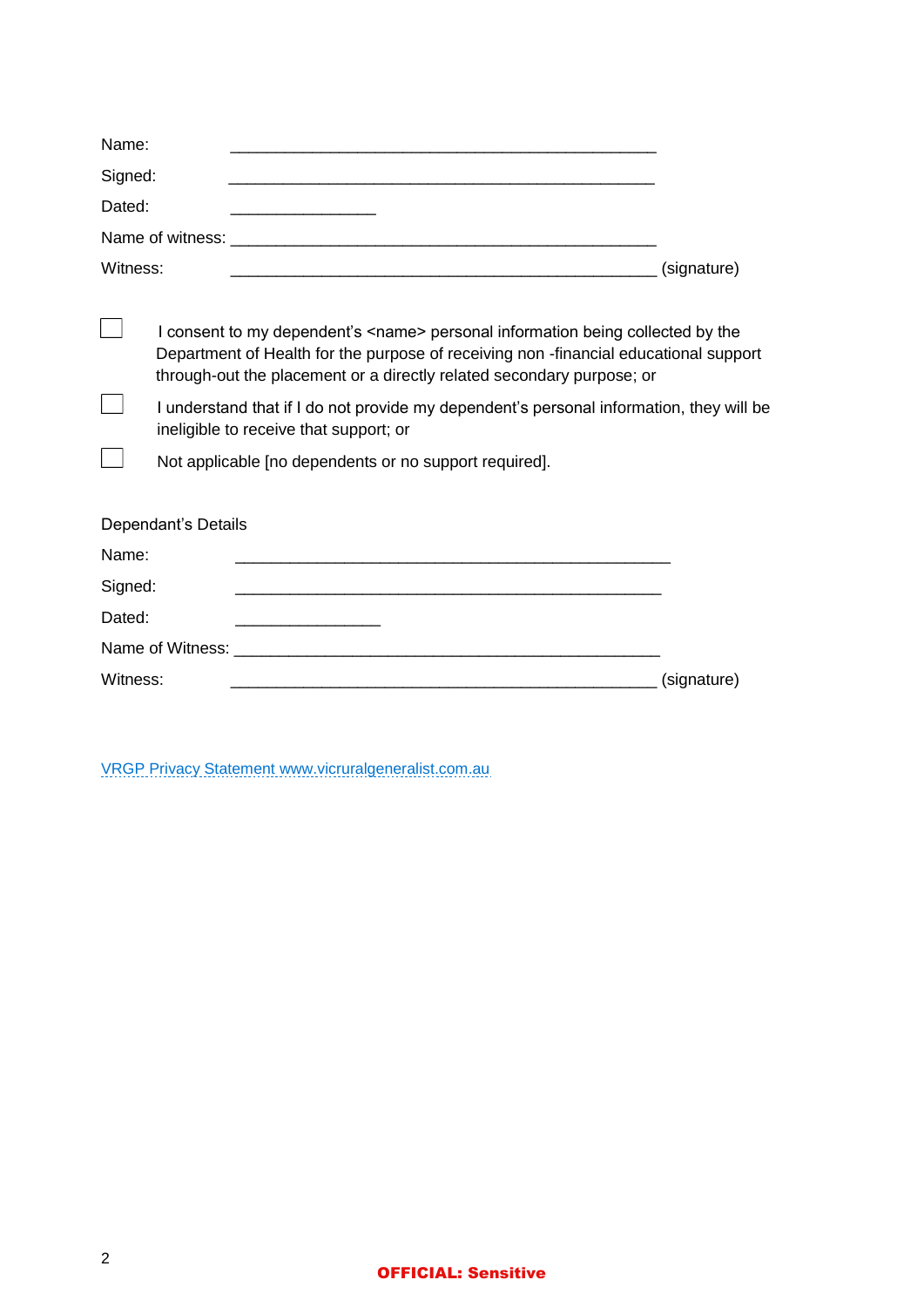Name: _______________________________________________

Signed: _______________________________________________

Dated: ________________

Name of witness: _______________________________________________

Witness: _______________________________________________ (signature)

☐ I consent to my dependent's <name> personal information being collected by the Department of Health for the purpose of receiving non -financial educational support through-out the placement or a directly related secondary purpose; or

☐ I understand that if I do not provide my dependent's personal information, they will be ineligible to receive that support; or

☐ Not applicable [no dependents or no support required].

Dependant's Details

Name: _______________________________________________

Signed: _______________________________________________

Dated: ________________

Name of Witness: _______________________________________________

Witness: _______________________________________________ (signature)

[VRGP Privacy Statement www.vicruralgeneralist.com.au](http://www.vicruralgeneralist.com.au)

**OFFICIAL: Sensitive**